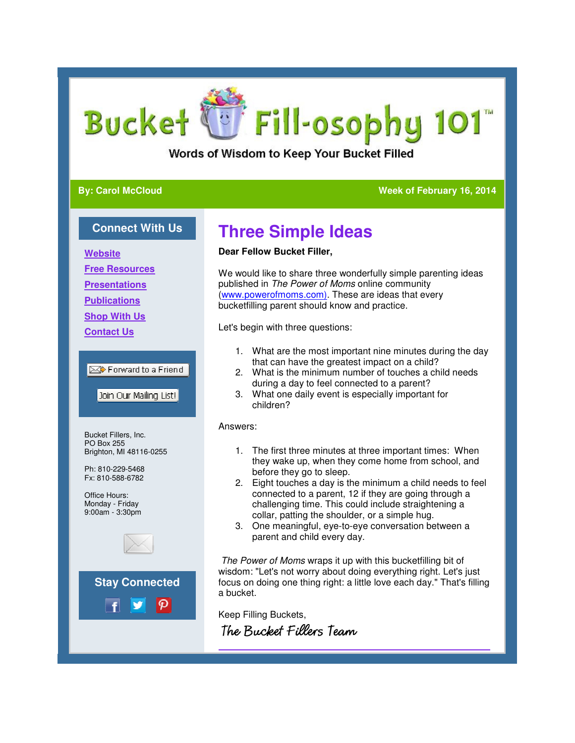# Bucket Fill-osophy 101™

Words of Wisdom to Keep Your Bucket Filled

**By: Carol McCloud** | **Week of February 16, 2014**

## Three Simple Ideas

**Dear Fellow Bucket Filler,**

We would like to share three wonderfully simple parenting ideas published in *The Power of Moms* online community (www.powerofmoms.com). These are ideas that every bucketfilling parent should know and practice.

Let's begin with three questions:

1. What are the most important nine minutes during the day that can have the greatest impact on a child?
2. What is the minimum number of touches a child needs during a day to feel connected to a parent?
3. What one daily event is especially important for children?

Answers:

1. The first three minutes at three important times: When they wake up, when they come home from school, and before they go to sleep.
2. Eight touches a day is the minimum a child needs to feel connected to a parent, 12 if they are going through a challenging time. This could include straightening a collar, patting the shoulder, or a simple hug.
3. One meaningful, eye-to-eye conversation between a parent and child every day.

*The Power of Moms* wraps it up with this bucketfilling bit of wisdom: "Let's not worry about doing everything right. Let's just focus on doing one thing right: a little love each day." That's filling a bucket.

Keep Filling Buckets,

*The Bucket Fillers Team*

---

### Connect With Us

- Website
- Free Resources
- Presentations
- Publications
- Shop With Us
- Contact Us

Forward to a Friend

Join Our Mailing List!

Bucket Fillers, Inc.
PO Box 255
Brighton, MI 48116-0255

Ph: 810-229-5468
Fx: 810-588-6782

Office Hours:
Monday - Friday
9:00am - 3:30pm

### Stay Connected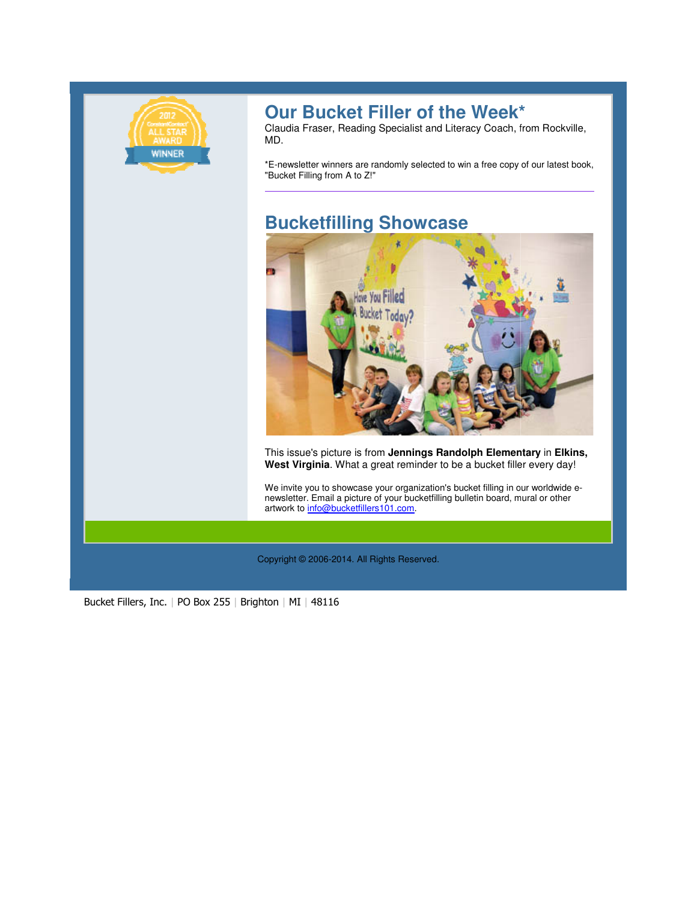## Our Bucket Filler of the Week*

Claudia Fraser, Reading Specialist and Literacy Coach, from Rockville, MD.

*E-newsletter winners are randomly selected to win a free copy of our latest book, "Bucket Filling from A to Z!"

## Bucketfilling Showcase

This issue's picture is from **Jennings Randolph Elementary** in **Elkins, West Virginia**. What a great reminder to be a bucket filler every day!

We invite you to showcase your organization's bucket filling in our worldwide e-newsletter. Email a picture of your bucketfilling bulletin board, mural or other artwork to info@bucketfillers101.com.

Copyright © 2006-2014. All Rights Reserved.

Bucket Fillers, Inc. | PO Box 255 | Brighton | MI | 48116